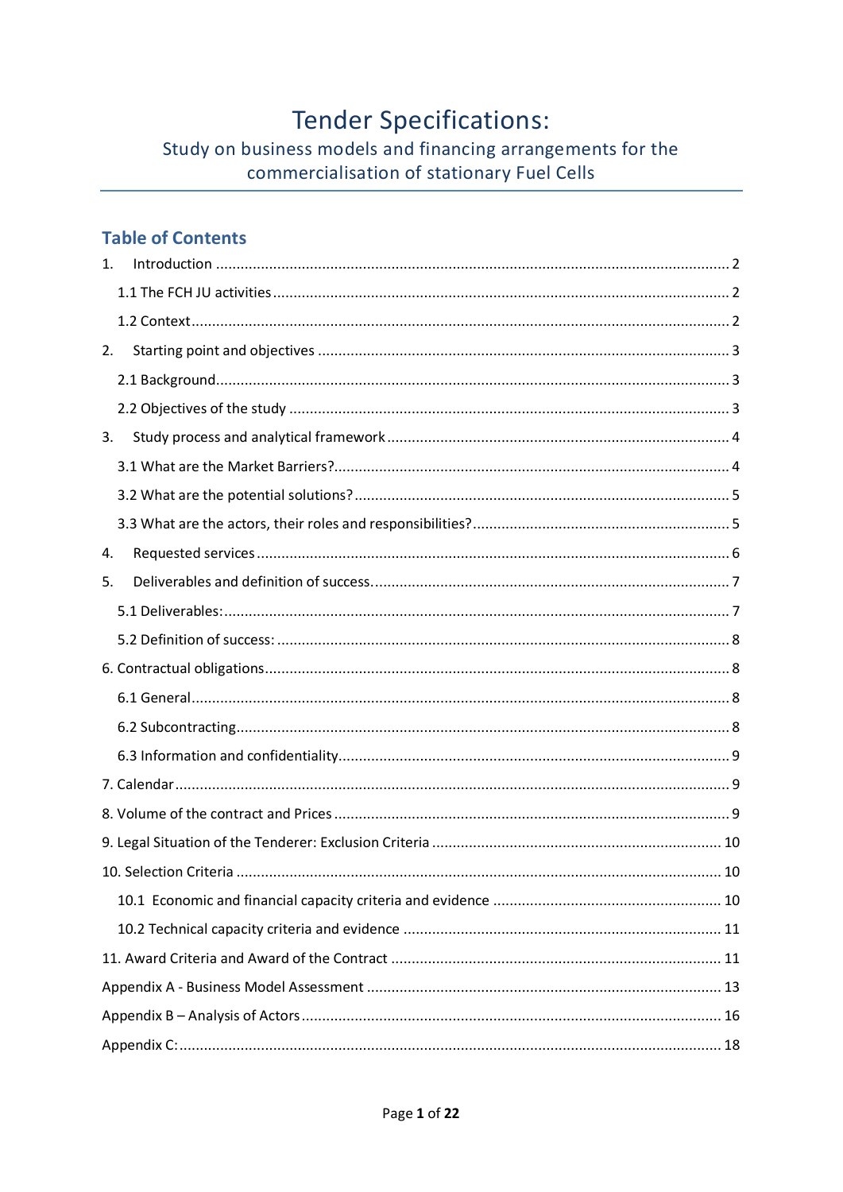# Tender Specifications:

## Study on business models and financing arrangements for the commercialisation of stationary Fuel Cells

## Table of Contents

1. Introduction ... 2
   - 1.1 The FCH JU activities ... 2
   - 1.2 Context ... 2
2. Starting point and objectives ... 3
   - 2.1 Background ... 3
   - 2.2 Objectives of the study ... 3
3. Study process and analytical framework ... 4
   - 3.1 What are the Market Barriers? ... 4
   - 3.2 What are the potential solutions? ... 5
   - 3.3 What are the actors, their roles and responsibilities? ... 5
4. Requested services ... 6
5. Deliverables and definition of success ... 7
   - 5.1 Deliverables: ... 7
   - 5.2 Definition of success: ... 8

6. Contractual obligations ... 8
   - 6.1 General ... 8
   - 6.2 Subcontracting ... 8
   - 6.3 Information and confidentiality ... 9

7. Calendar ... 9

8. Volume of the contract and Prices ... 9

9. Legal Situation of the Tenderer: Exclusion Criteria ... 10

10. Selection Criteria ... 10
   - 10.1 Economic and financial capacity criteria and evidence ... 10
   - 10.2 Technical capacity criteria and evidence ... 11

11. Award Criteria and Award of the Contract ... 11

Appendix A - Business Model Assessment ... 13

Appendix B – Analysis of Actors ... 16

Appendix C: ... 18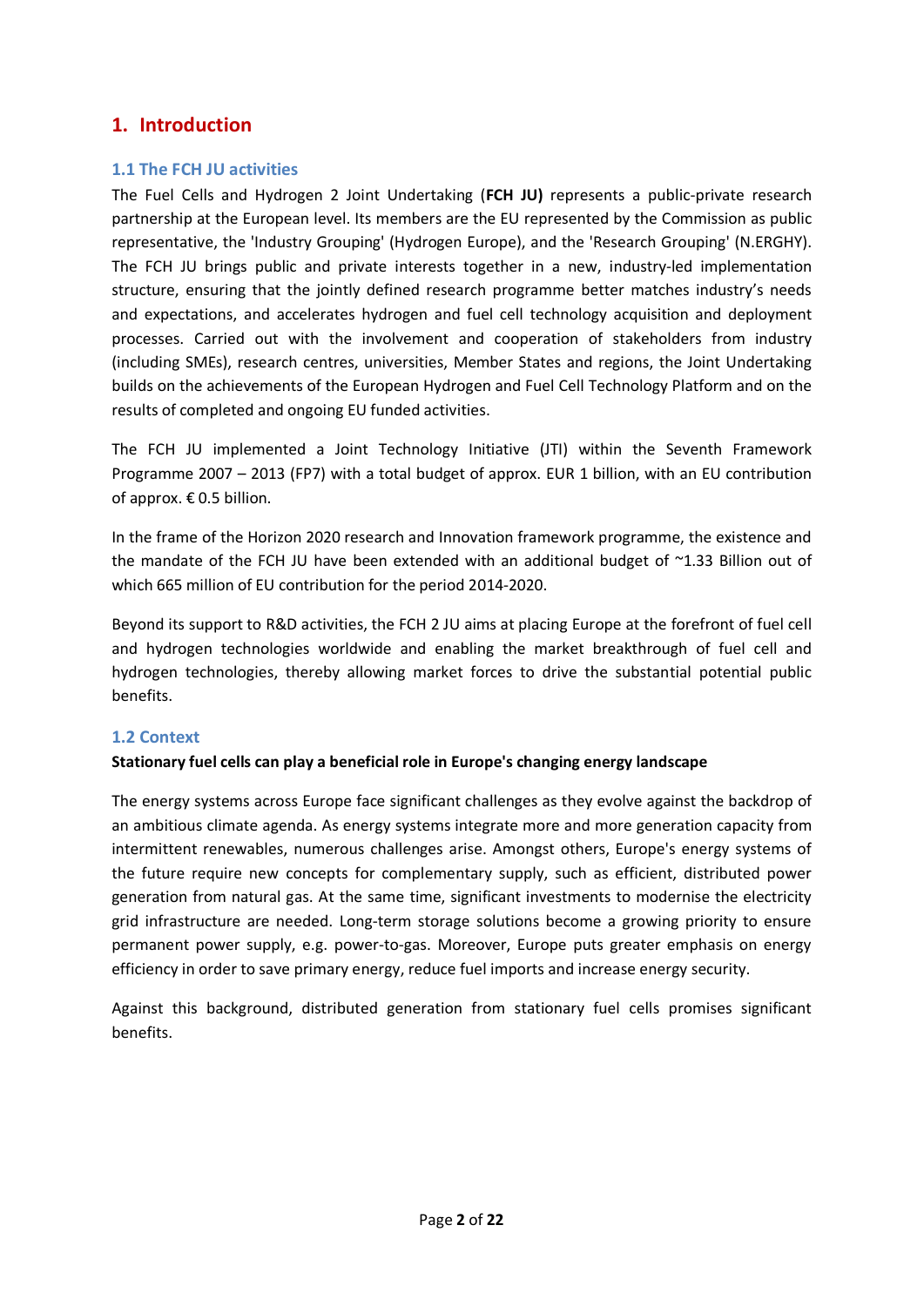# 1. Introduction

## 1.1 The FCH JU activities

The Fuel Cells and Hydrogen 2 Joint Undertaking (**FCH JU)** represents a public-private research partnership at the European level. Its members are the EU represented by the Commission as public representative, the 'Industry Grouping' (Hydrogen Europe), and the 'Research Grouping' (N.ERGHY). The FCH JU brings public and private interests together in a new, industry-led implementation structure, ensuring that the jointly defined research programme better matches industry's needs and expectations, and accelerates hydrogen and fuel cell technology acquisition and deployment processes. Carried out with the involvement and cooperation of stakeholders from industry (including SMEs), research centres, universities, Member States and regions, the Joint Undertaking builds on the achievements of the European Hydrogen and Fuel Cell Technology Platform and on the results of completed and ongoing EU funded activities.

The FCH JU implemented a Joint Technology Initiative (JTI) within the Seventh Framework Programme 2007 – 2013 (FP7) with a total budget of approx. EUR 1 billion, with an EU contribution of approx. € 0.5 billion.

In the frame of the Horizon 2020 research and Innovation framework programme, the existence and the mandate of the FCH JU have been extended with an additional budget of ~1.33 Billion out of which 665 million of EU contribution for the period 2014-2020.

Beyond its support to R&D activities, the FCH 2 JU aims at placing Europe at the forefront of fuel cell and hydrogen technologies worldwide and enabling the market breakthrough of fuel cell and hydrogen technologies, thereby allowing market forces to drive the substantial potential public benefits.

## 1.2 Context

**Stationary fuel cells can play a beneficial role in Europe's changing energy landscape**

The energy systems across Europe face significant challenges as they evolve against the backdrop of an ambitious climate agenda. As energy systems integrate more and more generation capacity from intermittent renewables, numerous challenges arise. Amongst others, Europe's energy systems of the future require new concepts for complementary supply, such as efficient, distributed power generation from natural gas. At the same time, significant investments to modernise the electricity grid infrastructure are needed. Long-term storage solutions become a growing priority to ensure permanent power supply, e.g. power-to-gas. Moreover, Europe puts greater emphasis on energy efficiency in order to save primary energy, reduce fuel imports and increase energy security.

Against this background, distributed generation from stationary fuel cells promises significant benefits.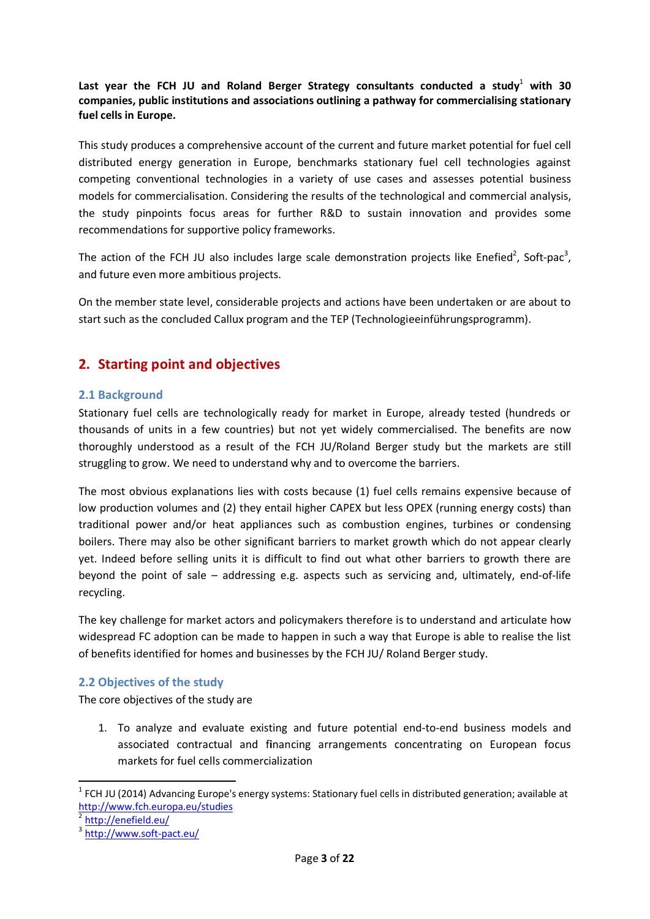**Last year the FCH JU and Roland Berger Strategy consultants conducted a study[1] with 30 companies, public institutions and associations outlining a pathway for commercialising stationary fuel cells in Europe.**

This study produces a comprehensive account of the current and future market potential for fuel cell distributed energy generation in Europe, benchmarks stationary fuel cell technologies against competing conventional technologies in a variety of use cases and assesses potential business models for commercialisation. Considering the results of the technological and commercial analysis, the study pinpoints focus areas for further R&D to sustain innovation and provides some recommendations for supportive policy frameworks.

The action of the FCH JU also includes large scale demonstration projects like Enefied[2], Soft-pac[3], and future even more ambitious projects.

On the member state level, considerable projects and actions have been undertaken or are about to start such as the concluded Callux program and the TEP (Technologieeinführungsprogramm).

## 2. Starting point and objectives

### 2.1 Background

Stationary fuel cells are technologically ready for market in Europe, already tested (hundreds or thousands of units in a few countries) but not yet widely commercialised. The benefits are now thoroughly understood as a result of the FCH JU/Roland Berger study but the markets are still struggling to grow. We need to understand why and to overcome the barriers.

The most obvious explanations lies with costs because (1) fuel cells remains expensive because of low production volumes and (2) they entail higher CAPEX but less OPEX (running energy costs) than traditional power and/or heat appliances such as combustion engines, turbines or condensing boilers. There may also be other significant barriers to market growth which do not appear clearly yet. Indeed before selling units it is difficult to find out what other barriers to growth there are beyond the point of sale – addressing e.g. aspects such as servicing and, ultimately, end-of-life recycling.

The key challenge for market actors and policymakers therefore is to understand and articulate how widespread FC adoption can be made to happen in such a way that Europe is able to realise the list of benefits identified for homes and businesses by the FCH JU/ Roland Berger study.

### 2.2 Objectives of the study

The core objectives of the study are

1. To analyze and evaluate existing and future potential end-to-end business models and associated contractual and financing arrangements concentrating on European focus markets for fuel cells commercialization

---

[1] FCH JU (2014) Advancing Europe's energy systems: Stationary fuel cells in distributed generation; available at http://www.fch.europa.eu/studies

[2] http://enefield.eu/

[3] http://www.soft-pact.eu/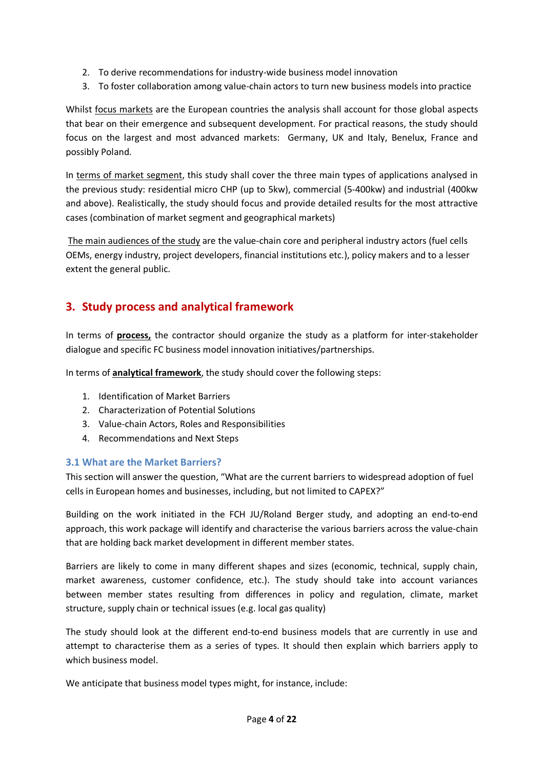2. To derive recommendations for industry-wide business model innovation
3. To foster collaboration among value-chain actors to turn new business models into practice

Whilst focus markets are the European countries the analysis shall account for those global aspects that bear on their emergence and subsequent development. For practical reasons, the study should focus on the largest and most advanced markets: Germany, UK and Italy, Benelux, France and possibly Poland.

In terms of market segment, this study shall cover the three main types of applications analysed in the previous study: residential micro CHP (up to 5kw), commercial (5-400kw) and industrial (400kw and above). Realistically, the study should focus and provide detailed results for the most attractive cases (combination of market segment and geographical markets)

The main audiences of the study are the value-chain core and peripheral industry actors (fuel cells OEMs, energy industry, project developers, financial institutions etc.), policy makers and to a lesser extent the general public.

## 3. Study process and analytical framework

In terms of **process,** the contractor should organize the study as a platform for inter-stakeholder dialogue and specific FC business model innovation initiatives/partnerships.

In terms of **analytical framework**, the study should cover the following steps:

1. Identification of Market Barriers
2. Characterization of Potential Solutions
3. Value-chain Actors, Roles and Responsibilities
4. Recommendations and Next Steps

### 3.1 What are the Market Barriers?

This section will answer the question, "What are the current barriers to widespread adoption of fuel cells in European homes and businesses, including, but not limited to CAPEX?"

Building on the work initiated in the FCH JU/Roland Berger study, and adopting an end-to-end approach, this work package will identify and characterise the various barriers across the value-chain that are holding back market development in different member states.

Barriers are likely to come in many different shapes and sizes (economic, technical, supply chain, market awareness, customer confidence, etc.). The study should take into account variances between member states resulting from differences in policy and regulation, climate, market structure, supply chain or technical issues (e.g. local gas quality)

The study should look at the different end-to-end business models that are currently in use and attempt to characterise them as a series of types. It should then explain which barriers apply to which business model.

We anticipate that business model types might, for instance, include: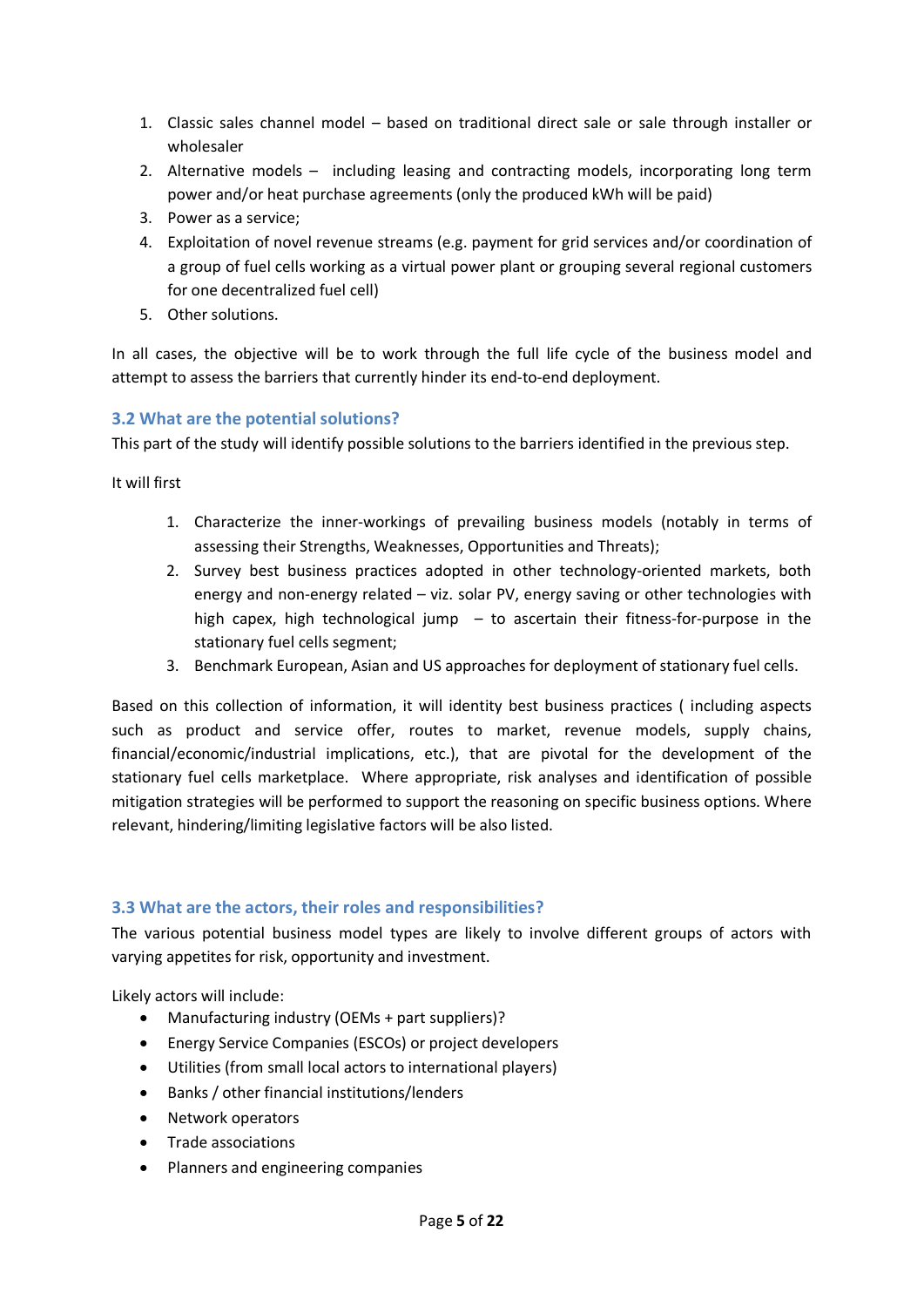1. Classic sales channel model – based on traditional direct sale or sale through installer or wholesaler
2. Alternative models – including leasing and contracting models, incorporating long term power and/or heat purchase agreements (only the produced kWh will be paid)
3. Power as a service;
4. Exploitation of novel revenue streams (e.g. payment for grid services and/or coordination of a group of fuel cells working as a virtual power plant or grouping several regional customers for one decentralized fuel cell)
5. Other solutions.

In all cases, the objective will be to work through the full life cycle of the business model and attempt to assess the barriers that currently hinder its end-to-end deployment.

### 3.2 What are the potential solutions?

This part of the study will identify possible solutions to the barriers identified in the previous step.

It will first

1. Characterize the inner-workings of prevailing business models (notably in terms of assessing their Strengths, Weaknesses, Opportunities and Threats);
2. Survey best business practices adopted in other technology-oriented markets, both energy and non-energy related – viz. solar PV, energy saving or other technologies with high capex, high technological jump – to ascertain their fitness-for-purpose in the stationary fuel cells segment;
3. Benchmark European, Asian and US approaches for deployment of stationary fuel cells.

Based on this collection of information, it will identity best business practices ( including aspects such as product and service offer, routes to market, revenue models, supply chains, financial/economic/industrial implications, etc.), that are pivotal for the development of the stationary fuel cells marketplace. Where appropriate, risk analyses and identification of possible mitigation strategies will be performed to support the reasoning on specific business options. Where relevant, hindering/limiting legislative factors will be also listed.

### 3.3 What are the actors, their roles and responsibilities?

The various potential business model types are likely to involve different groups of actors with varying appetites for risk, opportunity and investment.

Likely actors will include:

- Manufacturing industry (OEMs + part suppliers)?
- Energy Service Companies (ESCOs) or project developers
- Utilities (from small local actors to international players)
- Banks / other financial institutions/lenders
- Network operators
- Trade associations
- Planners and engineering companies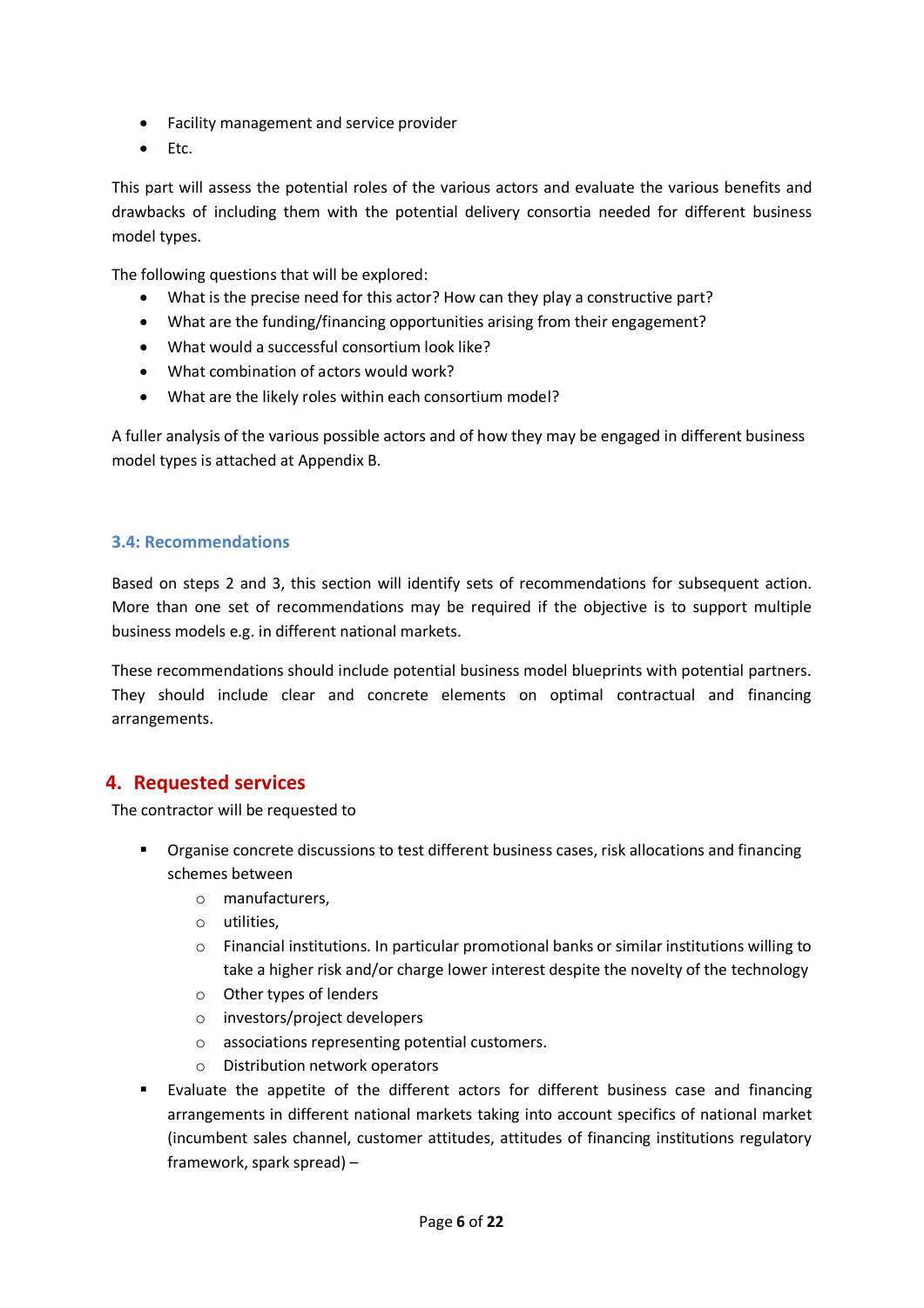- Facility management and service provider
- Etc.

This part will assess the potential roles of the various actors and evaluate the various benefits and drawbacks of including them with the potential delivery consortia needed for different business model types.

The following questions that will be explored:

- What is the precise need for this actor? How can they play a constructive part?
- What are the funding/financing opportunities arising from their engagement?
- What would a successful consortium look like?
- What combination of actors would work?
- What are the likely roles within each consortium model?

A fuller analysis of the various possible actors and of how they may be engaged in different business model types is attached at Appendix B.

### 3.4: Recommendations

Based on steps 2 and 3, this section will identify sets of recommendations for subsequent action. More than one set of recommendations may be required if the objective is to support multiple business models e.g. in different national markets.

These recommendations should include potential business model blueprints with potential partners. They should include clear and concrete elements on optimal contractual and financing arrangements.

## 4. Requested services

The contractor will be requested to

- Organise concrete discussions to test different business cases, risk allocations and financing schemes between
    - manufacturers,
    - utilities,
    - Financial institutions. In particular promotional banks or similar institutions willing to take a higher risk and/or charge lower interest despite the novelty of the technology
    - Other types of lenders
    - investors/project developers
    - associations representing potential customers.
    - Distribution network operators
- Evaluate the appetite of the different actors for different business case and financing arrangements in different national markets taking into account specifics of national market (incumbent sales channel, customer attitudes, attitudes of financing institutions regulatory framework, spark spread) –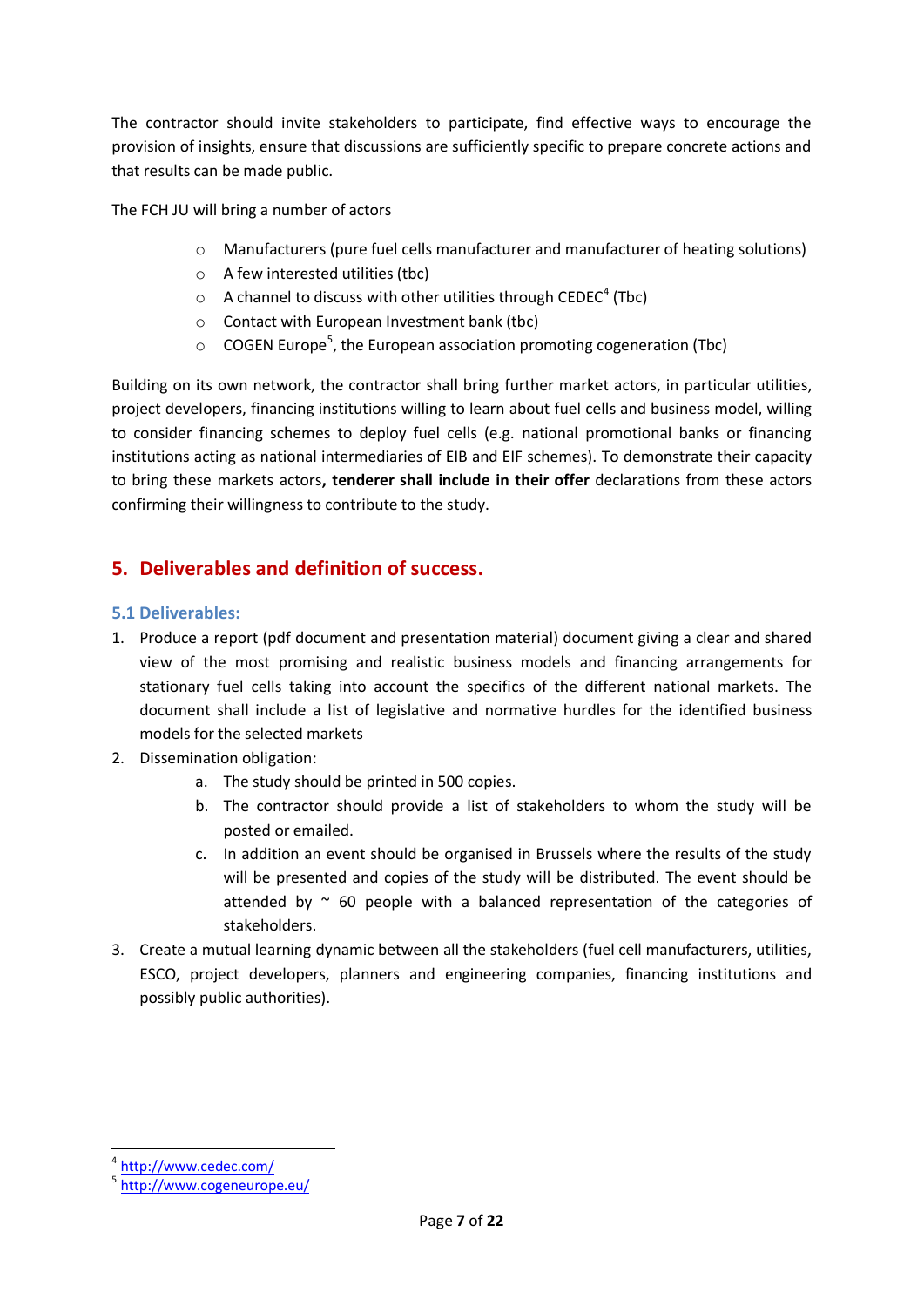The contractor should invite stakeholders to participate, find effective ways to encourage the provision of insights, ensure that discussions are sufficiently specific to prepare concrete actions and that results can be made public.

The FCH JU will bring a number of actors

- Manufacturers (pure fuel cells manufacturer and manufacturer of heating solutions)
- A few interested utilities (tbc)
- A channel to discuss with other utilities through CEDEC[4] (Tbc)
- Contact with European Investment bank (tbc)
- COGEN Europe[5], the European association promoting cogeneration (Tbc)

Building on its own network, the contractor shall bring further market actors, in particular utilities, project developers, financing institutions willing to learn about fuel cells and business model, willing to consider financing schemes to deploy fuel cells (e.g. national promotional banks or financing institutions acting as national intermediaries of EIB and EIF schemes). To demonstrate their capacity to bring these markets actors**, tenderer shall include in their offer** declarations from these actors confirming their willingness to contribute to the study.

## 5. Deliverables and definition of success.

### 5.1 Deliverables:

1. Produce a report (pdf document and presentation material) document giving a clear and shared view of the most promising and realistic business models and financing arrangements for stationary fuel cells taking into account the specifics of the different national markets. The document shall include a list of legislative and normative hurdles for the identified business models for the selected markets
2. Dissemination obligation:
   a. The study should be printed in 500 copies.
   b. The contractor should provide a list of stakeholders to whom the study will be posted or emailed.
   c. In addition an event should be organised in Brussels where the results of the study will be presented and copies of the study will be distributed. The event should be attended by ~ 60 people with a balanced representation of the categories of stakeholders.
3. Create a mutual learning dynamic between all the stakeholders (fuel cell manufacturers, utilities, ESCO, project developers, planners and engineering companies, financing institutions and possibly public authorities).

[4] http://www.cedec.com/

[5] http://www.cogeneurope.eu/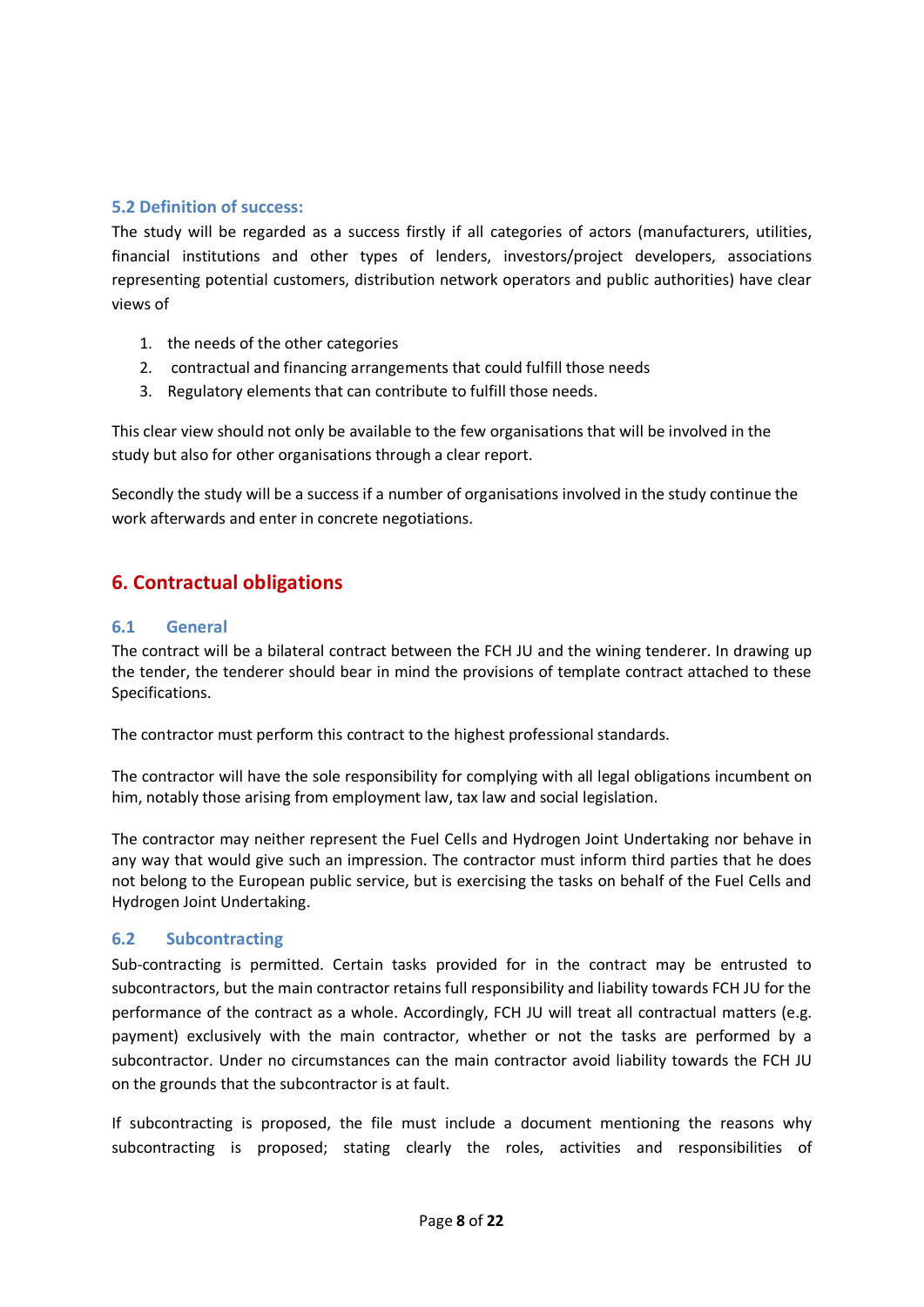### 5.2 Definition of success:

The study will be regarded as a success firstly if all categories of actors (manufacturers, utilities, financial institutions and other types of lenders, investors/project developers, associations representing potential customers, distribution network operators and public authorities) have clear views of

1. the needs of the other categories
2. contractual and financing arrangements that could fulfill those needs
3. Regulatory elements that can contribute to fulfill those needs.

This clear view should not only be available to the few organisations that will be involved in the study but also for other organisations through a clear report.

Secondly the study will be a success if a number of organisations involved in the study continue the work afterwards and enter in concrete negotiations.

## 6. Contractual obligations

### 6.1 General

The contract will be a bilateral contract between the FCH JU and the wining tenderer. In drawing up the tender, the tenderer should bear in mind the provisions of template contract attached to these Specifications.

The contractor must perform this contract to the highest professional standards.

The contractor will have the sole responsibility for complying with all legal obligations incumbent on him, notably those arising from employment law, tax law and social legislation.

The contractor may neither represent the Fuel Cells and Hydrogen Joint Undertaking nor behave in any way that would give such an impression. The contractor must inform third parties that he does not belong to the European public service, but is exercising the tasks on behalf of the Fuel Cells and Hydrogen Joint Undertaking.

### 6.2 Subcontracting

Sub-contracting is permitted. Certain tasks provided for in the contract may be entrusted to subcontractors, but the main contractor retains full responsibility and liability towards FCH JU for the performance of the contract as a whole. Accordingly, FCH JU will treat all contractual matters (e.g. payment) exclusively with the main contractor, whether or not the tasks are performed by a subcontractor. Under no circumstances can the main contractor avoid liability towards the FCH JU on the grounds that the subcontractor is at fault.

If subcontracting is proposed, the file must include a document mentioning the reasons why subcontracting is proposed; stating clearly the roles, activities and responsibilities of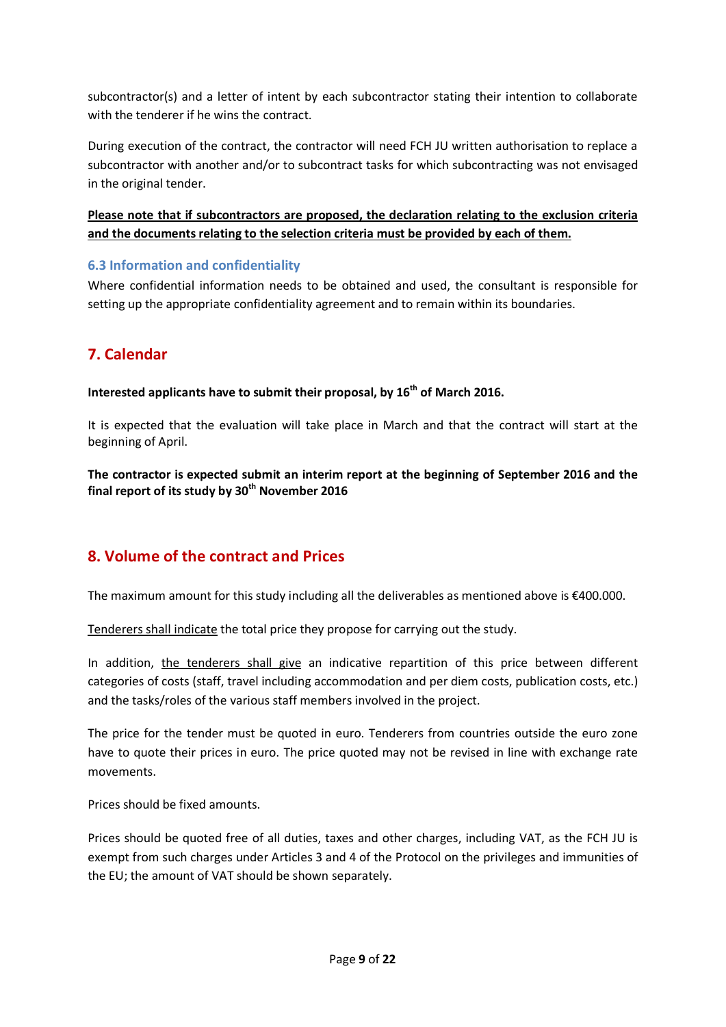subcontractor(s) and a letter of intent by each subcontractor stating their intention to collaborate with the tenderer if he wins the contract.

During execution of the contract, the contractor will need FCH JU written authorisation to replace a subcontractor with another and/or to subcontract tasks for which subcontracting was not envisaged in the original tender.

<u>**Please note that if subcontractors are proposed, the declaration relating to the exclusion criteria and the documents relating to the selection criteria must be provided by each of them.**</u>

### 6.3 Information and confidentiality

Where confidential information needs to be obtained and used, the consultant is responsible for setting up the appropriate confidentiality agreement and to remain within its boundaries.

## 7. Calendar

**Interested applicants have to submit their proposal, by 16th of March 2016.**

It is expected that the evaluation will take place in March and that the contract will start at the beginning of April.

**The contractor is expected submit an interim report at the beginning of September 2016 and the final report of its study by 30th November 2016**

## 8. Volume of the contract and Prices

The maximum amount for this study including all the deliverables as mentioned above is €400.000.

<u>Tenderers shall indicate</u> the total price they propose for carrying out the study.

In addition, <u>the tenderers shall give</u> an indicative repartition of this price between different categories of costs (staff, travel including accommodation and per diem costs, publication costs, etc.) and the tasks/roles of the various staff members involved in the project.

The price for the tender must be quoted in euro. Tenderers from countries outside the euro zone have to quote their prices in euro. The price quoted may not be revised in line with exchange rate movements.

Prices should be fixed amounts.

Prices should be quoted free of all duties, taxes and other charges, including VAT, as the FCH JU is exempt from such charges under Articles 3 and 4 of the Protocol on the privileges and immunities of the EU; the amount of VAT should be shown separately.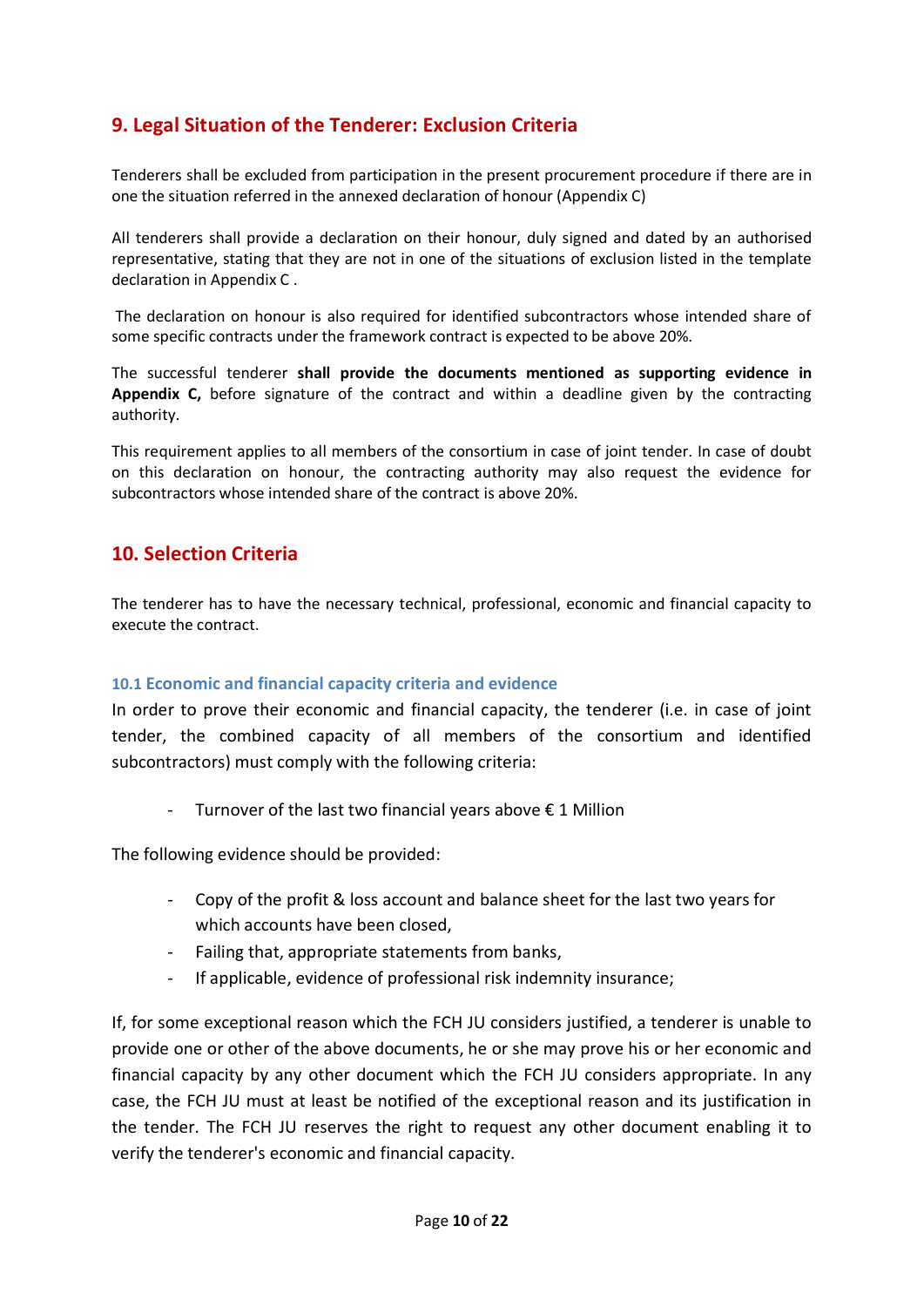## 9. Legal Situation of the Tenderer: Exclusion Criteria

Tenderers shall be excluded from participation in the present procurement procedure if there are in one the situation referred in the annexed declaration of honour (Appendix C)

All tenderers shall provide a declaration on their honour, duly signed and dated by an authorised representative, stating that they are not in one of the situations of exclusion listed in the template declaration in Appendix C .

The declaration on honour is also required for identified subcontractors whose intended share of some specific contracts under the framework contract is expected to be above 20%.

The successful tenderer **shall provide the documents mentioned as supporting evidence in Appendix C,** before signature of the contract and within a deadline given by the contracting authority.

This requirement applies to all members of the consortium in case of joint tender. In case of doubt on this declaration on honour, the contracting authority may also request the evidence for subcontractors whose intended share of the contract is above 20%.

## 10. Selection Criteria

The tenderer has to have the necessary technical, professional, economic and financial capacity to execute the contract.

### 10.1 Economic and financial capacity criteria and evidence

In order to prove their economic and financial capacity, the tenderer (i.e. in case of joint tender, the combined capacity of all members of the consortium and identified subcontractors) must comply with the following criteria:

- Turnover of the last two financial years above € 1 Million

The following evidence should be provided:

- Copy of the profit & loss account and balance sheet for the last two years for which accounts have been closed,
- Failing that, appropriate statements from banks,
- If applicable, evidence of professional risk indemnity insurance;

If, for some exceptional reason which the FCH JU considers justified, a tenderer is unable to provide one or other of the above documents, he or she may prove his or her economic and financial capacity by any other document which the FCH JU considers appropriate. In any case, the FCH JU must at least be notified of the exceptional reason and its justification in the tender. The FCH JU reserves the right to request any other document enabling it to verify the tenderer's economic and financial capacity.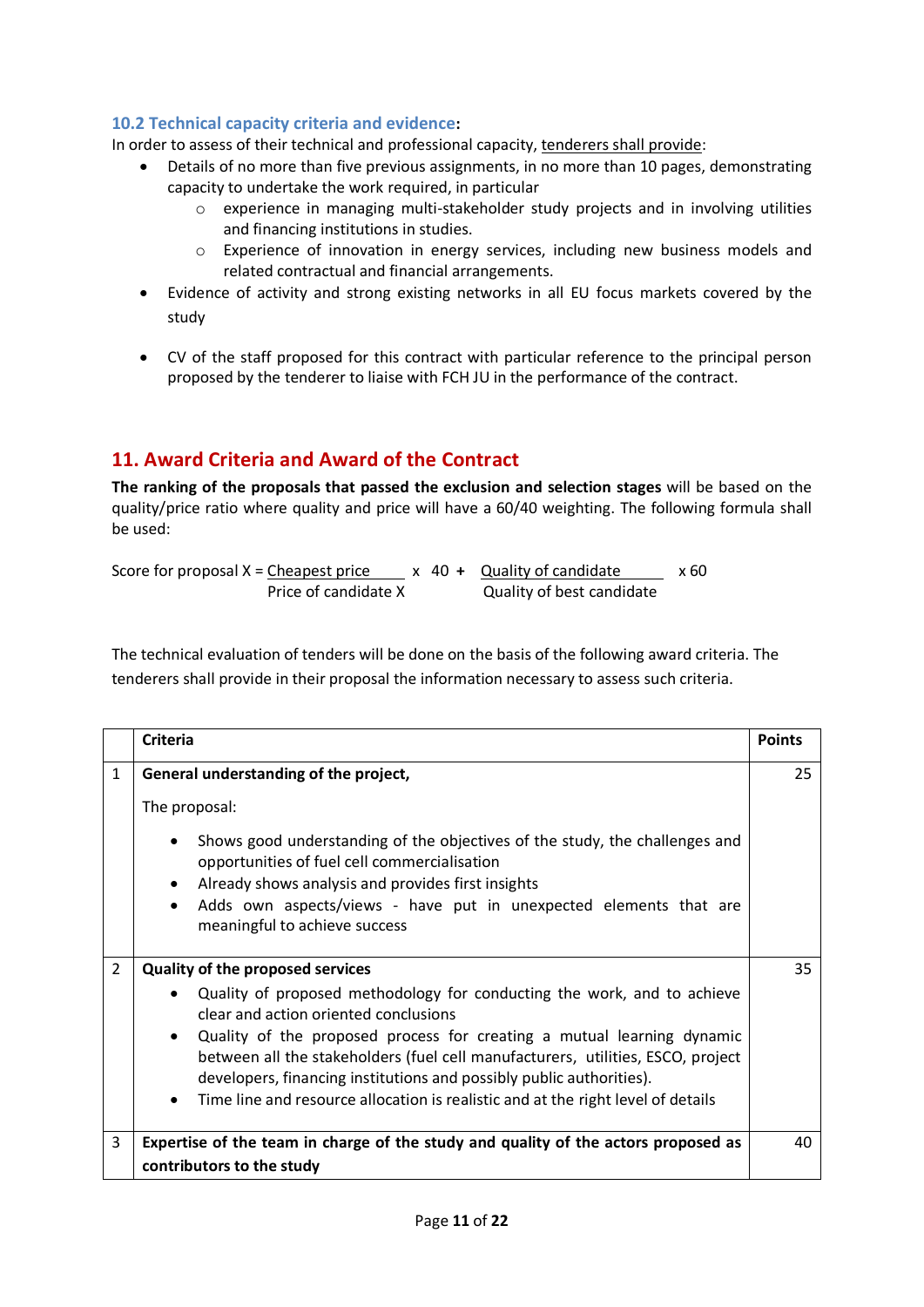### 10.2 Technical capacity criteria and evidence:

In order to assess of their technical and professional capacity, <u>tenderers shall provide</u>:

- Details of no more than five previous assignments, in no more than 10 pages, demonstrating capacity to undertake the work required, in particular
  - experience in managing multi-stakeholder study projects and in involving utilities and financing institutions in studies.
  - Experience of innovation in energy services, including new business models and related contractual and financial arrangements.
- Evidence of activity and strong existing networks in all EU focus markets covered by the study
- CV of the staff proposed for this contract with particular reference to the principal person proposed by the tenderer to liaise with FCH JU in the performance of the contract.

## 11. Award Criteria and Award of the Contract

**The ranking of the proposals that passed the exclusion and selection stages** will be based on the quality/price ratio where quality and price will have a 60/40 weighting. The following formula shall be used:

$$\text{Score for proposal X} = \frac{\text{Cheapest price}}{\text{Price of candidate X}} \times 40 + \frac{\text{Quality of candidate}}{\text{Quality of best candidate}} \times 60$$

The technical evaluation of tenders will be done on the basis of the following award criteria. The tenderers shall provide in their proposal the information necessary to assess such criteria.

| | Criteria | Points |
|---|---|---|
| 1 | **General understanding of the project,**<br><br>The proposal:<br><br>• Shows good understanding of the objectives of the study, the challenges and opportunities of fuel cell commercialisation<br>• Already shows analysis and provides first insights<br>• Adds own aspects/views - have put in unexpected elements that are meaningful to achieve success | 25 |
| 2 | **Quality of the proposed services**<br><br>• Quality of proposed methodology for conducting the work, and to achieve clear and action oriented conclusions<br>• Quality of the proposed process for creating a mutual learning dynamic between all the stakeholders (fuel cell manufacturers, utilities, ESCO, project developers, financing institutions and possibly public authorities).<br>• Time line and resource allocation is realistic and at the right level of details | 35 |
| 3 | **Expertise of the team in charge of the study and quality of the actors proposed as contributors to the study** | 40 |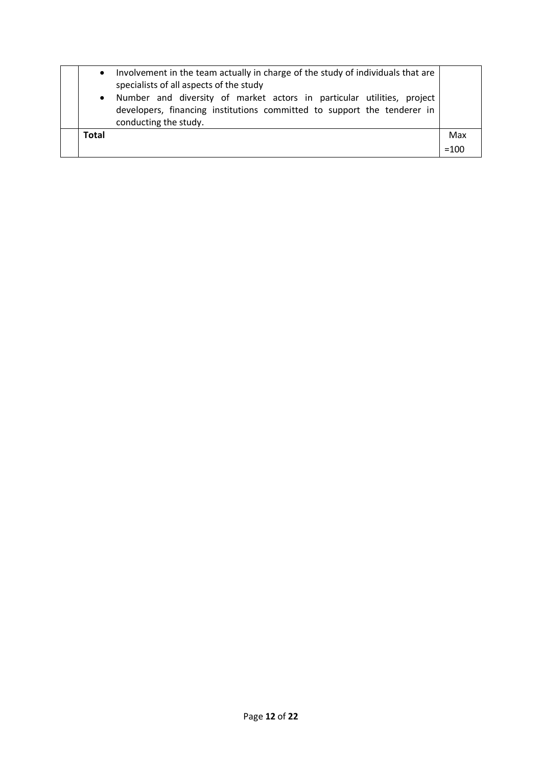| | | |
|---|---|---|
| | • Involvement in the team actually in charge of the study of individuals that are specialists of all aspects of the study<br>• Number and diversity of market actors in particular utilities, project developers, financing institutions committed to support the tenderer in conducting the study. | |
| | **Total** | Max =100 |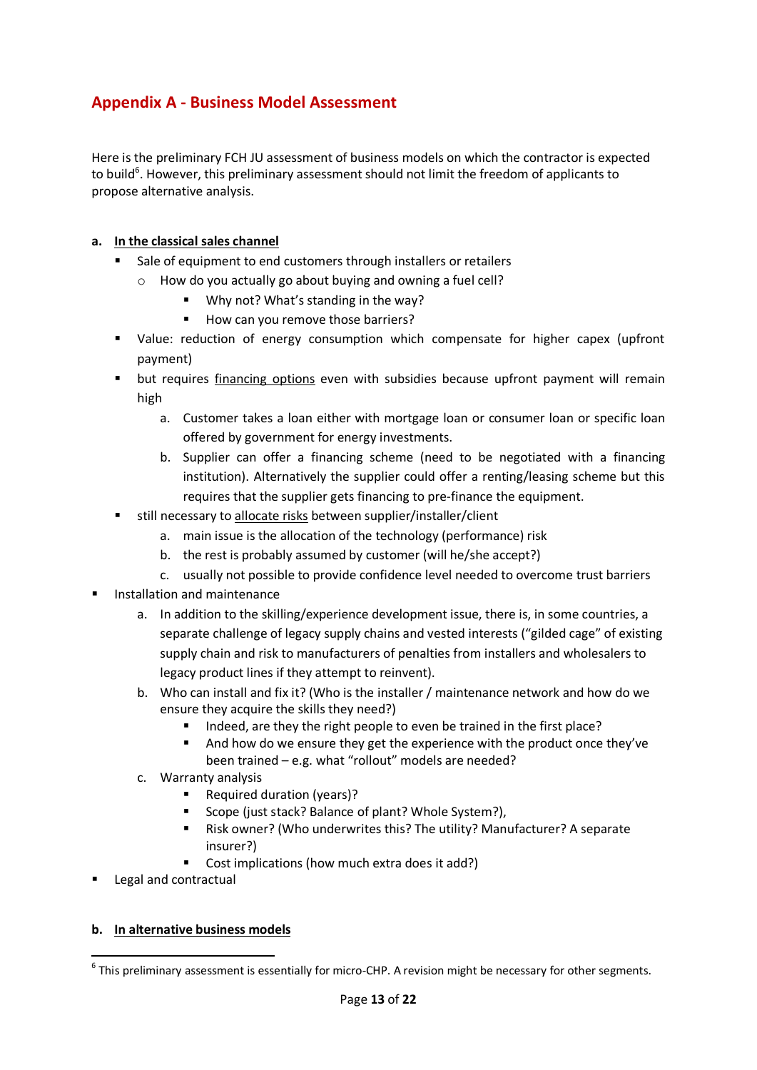## Appendix A - Business Model Assessment

Here is the preliminary FCH JU assessment of business models on which the contractor is expected to build[6]. However, this preliminary assessment should not limit the freedom of applicants to propose alternative analysis.

**a. <u>In the classical sales channel</u>**

- Sale of equipment to end customers through installers or retailers
  - How do you actually go about buying and owning a fuel cell?
    - Why not? What's standing in the way?
    - How can you remove those barriers?
- Value: reduction of energy consumption which compensate for higher capex (upfront payment)
- but requires <u>financing options</u> even with subsidies because upfront payment will remain high
  a. Customer takes a loan either with mortgage loan or consumer loan or specific loan offered by government for energy investments.
  b. Supplier can offer a financing scheme (need to be negotiated with a financing institution). Alternatively the supplier could offer a renting/leasing scheme but this requires that the supplier gets financing to pre-finance the equipment.
- still necessary to <u>allocate risks</u> between supplier/installer/client
  a. main issue is the allocation of the technology (performance) risk
  b. the rest is probably assumed by customer (will he/she accept?)
  c. usually not possible to provide confidence level needed to overcome trust barriers

- Installation and maintenance
  a. In addition to the skilling/experience development issue, there is, in some countries, a separate challenge of legacy supply chains and vested interests ("gilded cage" of existing supply chain and risk to manufacturers of penalties from installers and wholesalers to legacy product lines if they attempt to reinvent).
  b. Who can install and fix it? (Who is the installer / maintenance network and how do we ensure they acquire the skills they need?)
    - Indeed, are they the right people to even be trained in the first place?
    - And how do we ensure they get the experience with the product once they've been trained – e.g. what "rollout" models are needed?
  c. Warranty analysis
    - Required duration (years)?
    - Scope (just stack? Balance of plant? Whole System?),
    - Risk owner? (Who underwrites this? The utility? Manufacturer? A separate insurer?)
    - Cost implications (how much extra does it add?)
- Legal and contractual

**b. <u>In alternative business models</u>**

[6] This preliminary assessment is essentially for micro-CHP. A revision might be necessary for other segments.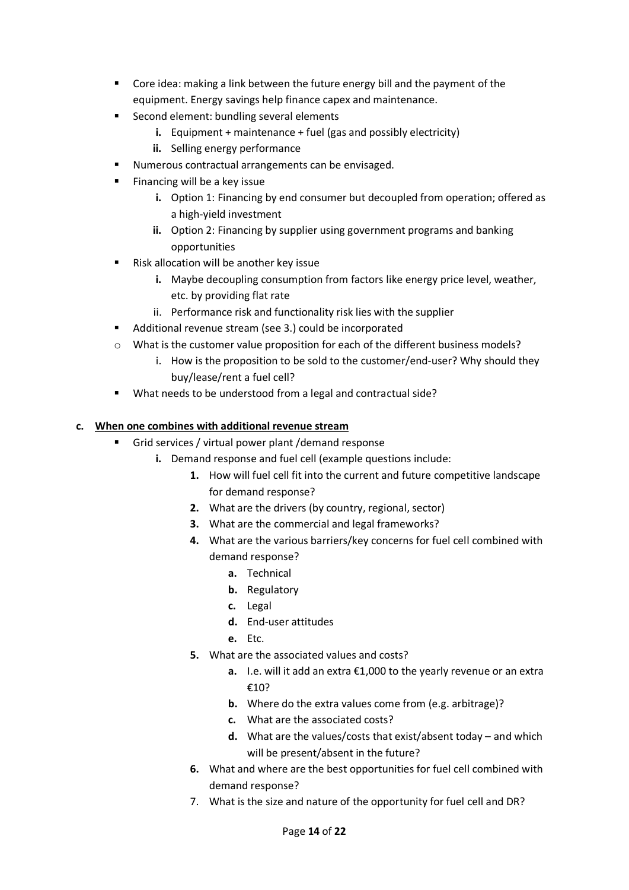- Core idea: making a link between the future energy bill and the payment of the equipment. Energy savings help finance capex and maintenance.
- Second element: bundling several elements
    - **i.** Equipment + maintenance + fuel (gas and possibly electricity)
    - **ii.** Selling energy performance
- Numerous contractual arrangements can be envisaged.
- Financing will be a key issue
    - **i.** Option 1: Financing by end consumer but decoupled from operation; offered as a high-yield investment
    - **ii.** Option 2: Financing by supplier using government programs and banking opportunities
- Risk allocation will be another key issue
    - **i.** Maybe decoupling consumption from factors like energy price level, weather, etc. by providing flat rate
    - ii. Performance risk and functionality risk lies with the supplier
- Additional revenue stream (see 3.) could be incorporated

- What is the customer value proposition for each of the different business models?
    - i. How is the proposition to be sold to the customer/end-user? Why should they buy/lease/rent a fuel cell?

- What needs to be understood from a legal and contractual side?

**c. <u>When one combines with additional revenue stream</u>**

- Grid services / virtual power plant /demand response
    - **i.** Demand response and fuel cell (example questions include:
        - **1.** How will fuel cell fit into the current and future competitive landscape for demand response?
        - **2.** What are the drivers (by country, regional, sector)
        - **3.** What are the commercial and legal frameworks?
        - **4.** What are the various barriers/key concerns for fuel cell combined with demand response?
            - **a.** Technical
            - **b.** Regulatory
            - **c.** Legal
            - **d.** End-user attitudes
            - **e.** Etc.
        - **5.** What are the associated values and costs?
            - **a.** I.e. will it add an extra €1,000 to the yearly revenue or an extra €10?
            - **b.** Where do the extra values come from (e.g. arbitrage)?
            - **c.** What are the associated costs?
            - **d.** What are the values/costs that exist/absent today – and which will be present/absent in the future?
        - **6.** What and where are the best opportunities for fuel cell combined with demand response?
        - 7. What is the size and nature of the opportunity for fuel cell and DR?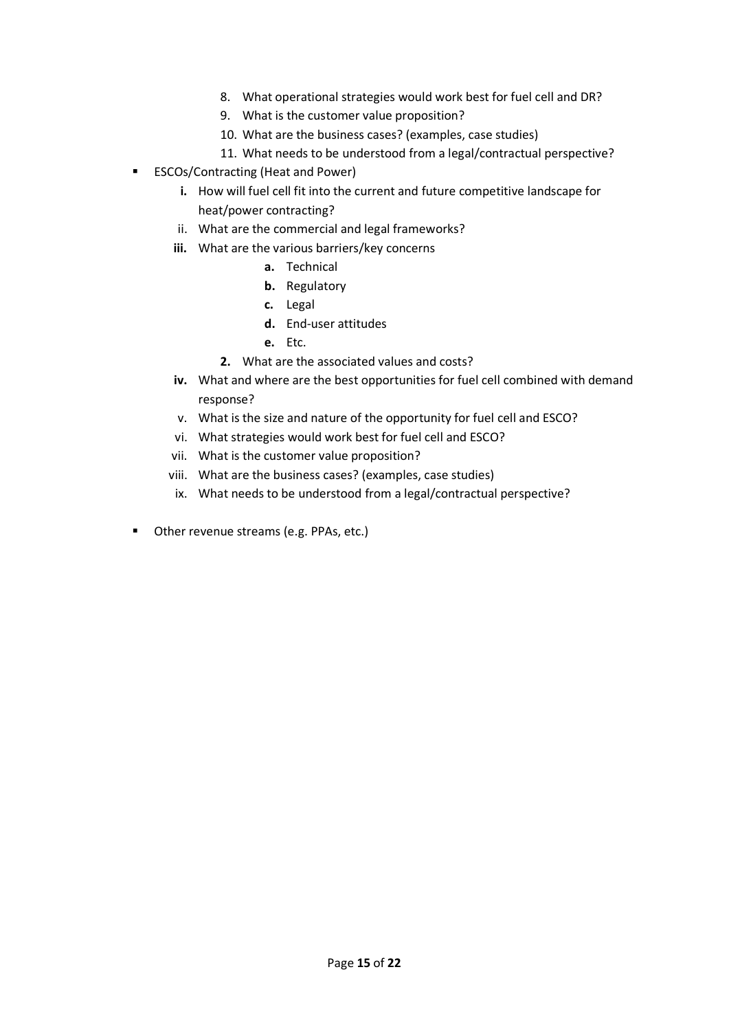8. What operational strategies would work best for fuel cell and DR?
9. What is the customer value proposition?
10. What are the business cases? (examples, case studies)
11. What needs to be understood from a legal/contractual perspective?

- ESCOs/Contracting (Heat and Power)
    - **i.** How will fuel cell fit into the current and future competitive landscape for heat/power contracting?
    - ii. What are the commercial and legal frameworks?
    - **iii.** What are the various barriers/key concerns
        - **a.** Technical
        - **b.** Regulatory
        - **c.** Legal
        - **d.** End-user attitudes
        - **e.** Etc.
        - **2.** What are the associated values and costs?
    - **iv.** What and where are the best opportunities for fuel cell combined with demand response?
    - v. What is the size and nature of the opportunity for fuel cell and ESCO?
    - vi. What strategies would work best for fuel cell and ESCO?
    - vii. What is the customer value proposition?
    - viii. What are the business cases? (examples, case studies)
    - ix. What needs to be understood from a legal/contractual perspective?

- Other revenue streams (e.g. PPAs, etc.)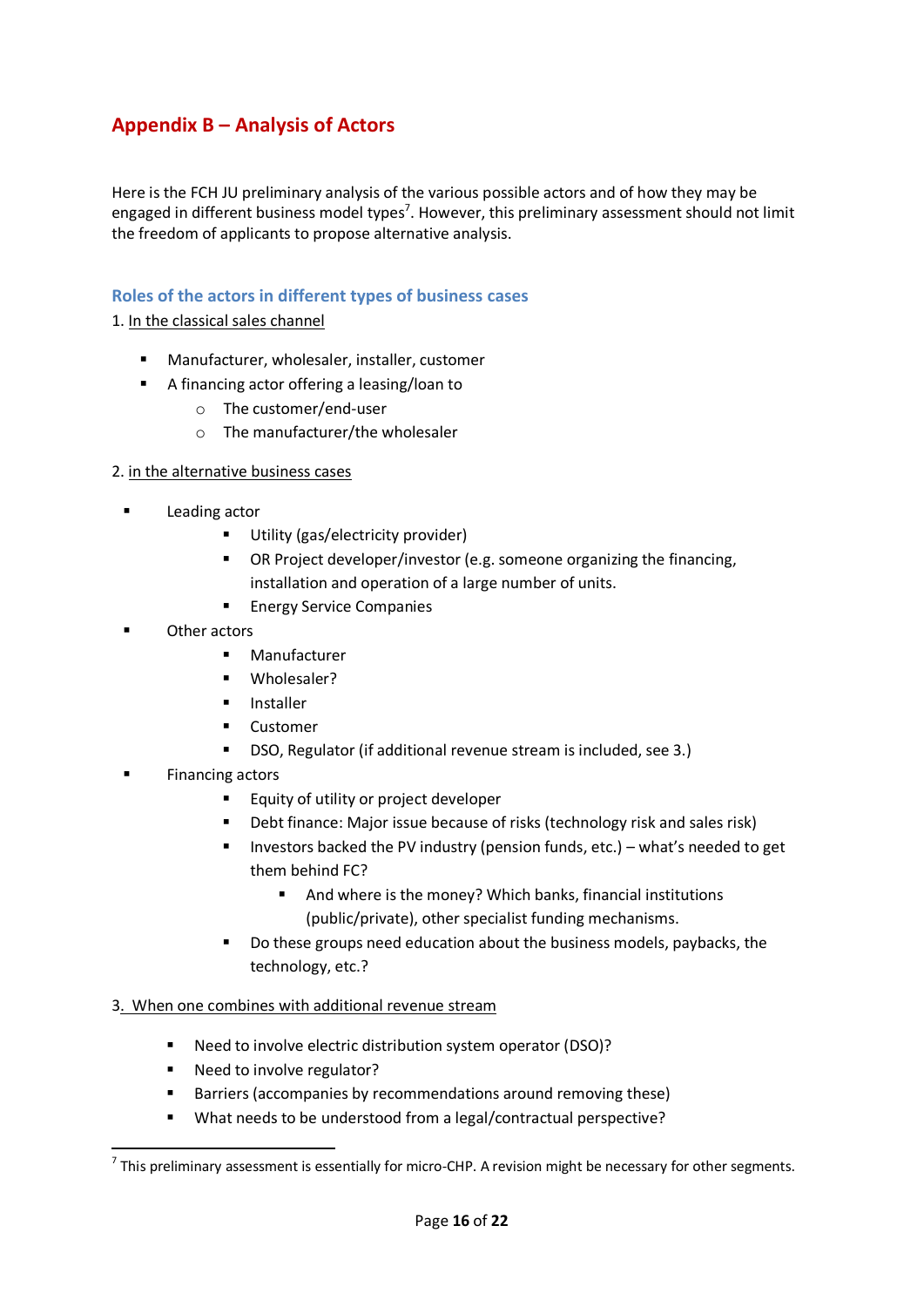## Appendix B – Analysis of Actors

Here is the FCH JU preliminary analysis of the various possible actors and of how they may be engaged in different business model types[7]. However, this preliminary assessment should not limit the freedom of applicants to propose alternative analysis.

### Roles of the actors in different types of business cases

1. In the classical sales channel

- Manufacturer, wholesaler, installer, customer
- A financing actor offering a leasing/loan to
  - The customer/end-user
  - The manufacturer/the wholesaler

2. in the alternative business cases

- Leading actor
  - Utility (gas/electricity provider)
  - OR Project developer/investor (e.g. someone organizing the financing, installation and operation of a large number of units.
  - Energy Service Companies
- Other actors
  - Manufacturer
  - Wholesaler?
  - Installer
  - Customer
  - DSO, Regulator (if additional revenue stream is included, see 3.)
- Financing actors
  - Equity of utility or project developer
  - Debt finance: Major issue because of risks (technology risk and sales risk)
  - Investors backed the PV industry (pension funds, etc.) – what's needed to get them behind FC?
    - And where is the money? Which banks, financial institutions (public/private), other specialist funding mechanisms.
  - Do these groups need education about the business models, paybacks, the technology, etc.?

3. When one combines with additional revenue stream

- Need to involve electric distribution system operator (DSO)?
- Need to involve regulator?
- Barriers (accompanies by recommendations around removing these)
- What needs to be understood from a legal/contractual perspective?

[7] This preliminary assessment is essentially for micro-CHP. A revision might be necessary for other segments.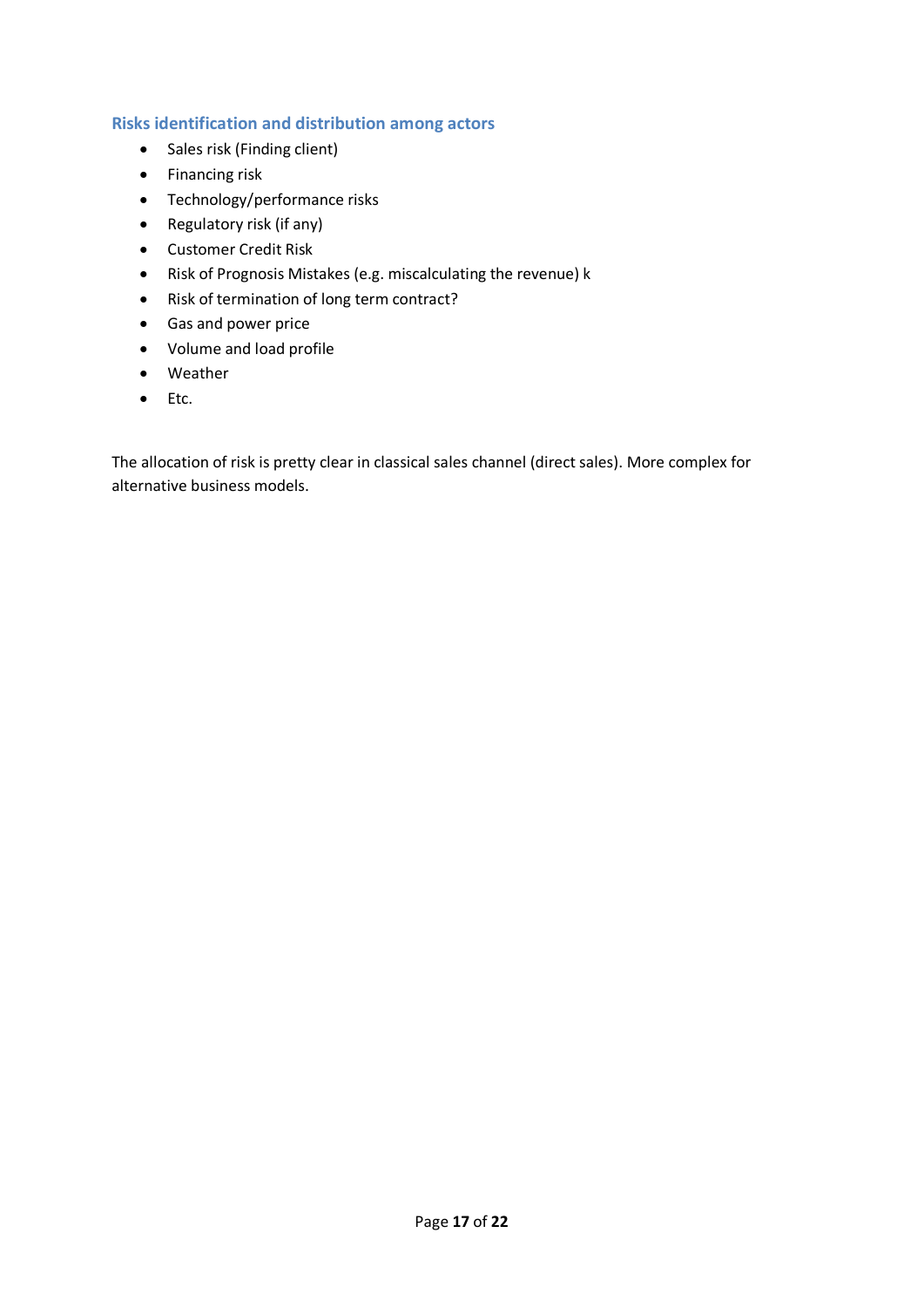## Risks identification and distribution among actors

- Sales risk (Finding client)
- Financing risk
- Technology/performance risks
- Regulatory risk (if any)
- Customer Credit Risk
- Risk of Prognosis Mistakes (e.g. miscalculating the revenue) k
- Risk of termination of long term contract?
- Gas and power price
- Volume and load profile
- Weather
- Etc.

The allocation of risk is pretty clear in classical sales channel (direct sales). More complex for alternative business models.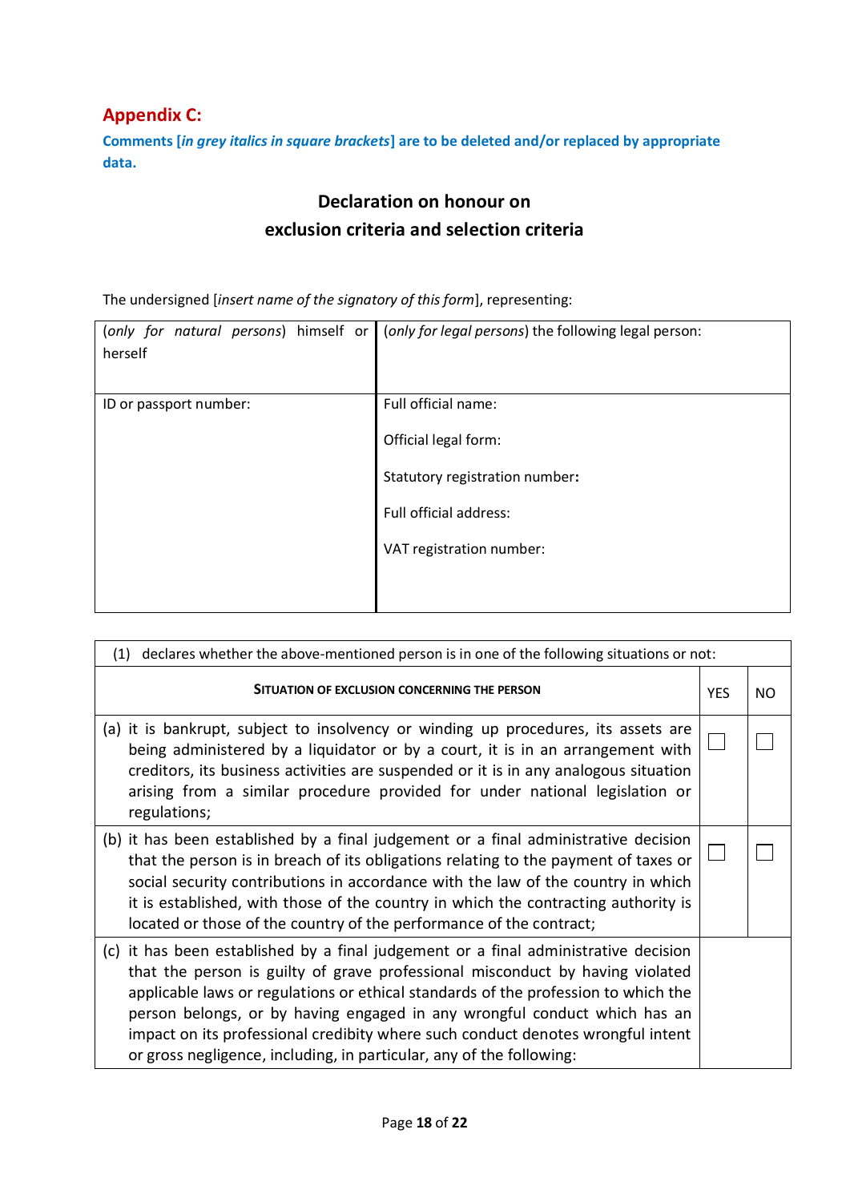## Appendix C:

**Comments [*in grey italics in square brackets*] are to be deleted and/or replaced by appropriate data.**

### Declaration on honour on exclusion criteria and selection criteria

The undersigned [*insert name of the signatory of this form*], representing:

| (*only for natural persons*) himself or herself | (*only for legal persons*) the following legal person: |
|---|---|
| ID or passport number: | Full official name:<br><br>Official legal form:<br><br>Statutory registration number**:**<br><br>Full official address:<br><br>VAT registration number: |

| (1) declares whether the above-mentioned person is in one of the following situations or not: | | |
|---|---|---|
| **SITUATION OF EXCLUSION CONCERNING THE PERSON** | YES | NO |
| (a) it is bankrupt, subject to insolvency or winding up procedures, its assets are being administered by a liquidator or by a court, it is in an arrangement with creditors, its business activities are suspended or it is in any analogous situation arising from a similar procedure provided for under national legislation or regulations; | ☐ | ☐ |
| (b) it has been established by a final judgement or a final administrative decision that the person is in breach of its obligations relating to the payment of taxes or social security contributions in accordance with the law of the country in which it is established, with those of the country in which the contracting authority is located or those of the country of the performance of the contract; | ☐ | ☐ |
| (c) it has been established by a final judgement or a final administrative decision that the person is guilty of grave professional misconduct by having violated applicable laws or regulations or ethical standards of the profession to which the person belongs, or by having engaged in any wrongful conduct which has an impact on its professional credibity where such conduct denotes wrongful intent or gross negligence, including, in particular, any of the following: | | |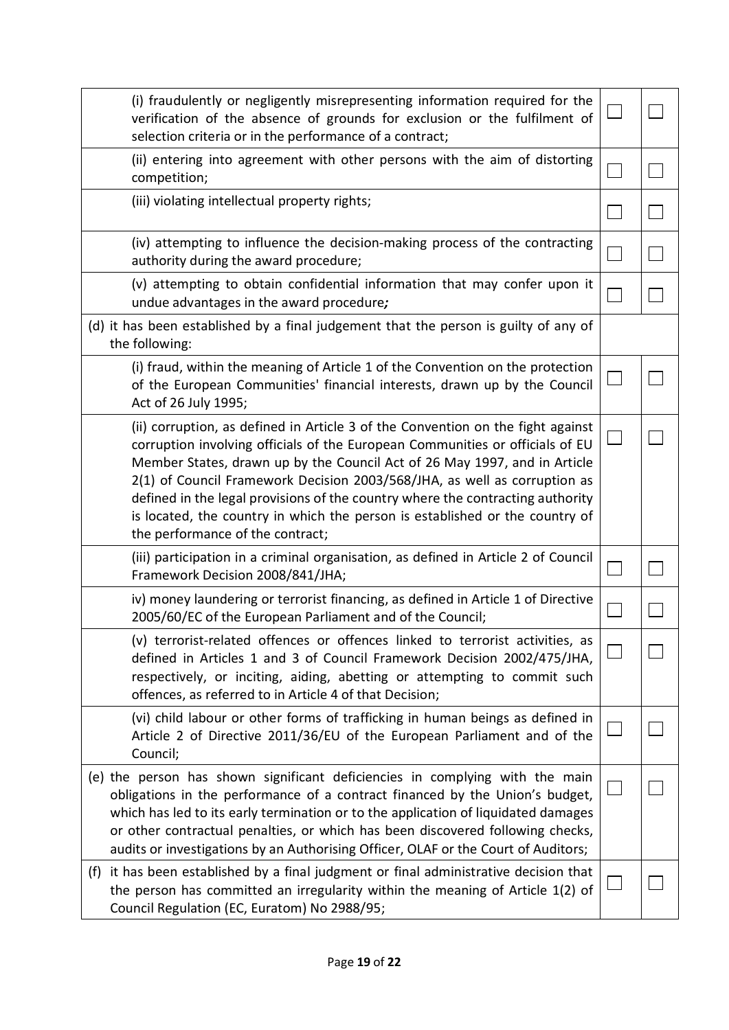| | | |
|---|---|---|
| (i) fraudulently or negligently misrepresenting information required for the verification of the absence of grounds for exclusion or the fulfilment of selection criteria or in the performance of a contract; | ☐ | ☐ |
| (ii) entering into agreement with other persons with the aim of distorting competition; | ☐ | ☐ |
| (iii) violating intellectual property rights; | ☐ | ☐ |
| (iv) attempting to influence the decision-making process of the contracting authority during the award procedure; | ☐ | ☐ |
| (v) attempting to obtain confidential information that may confer upon it undue advantages in the award procedure*;* | ☐ | ☐ |
| (d) it has been established by a final judgement that the person is guilty of any of the following: | | |
| (i) fraud, within the meaning of Article 1 of the Convention on the protection of the European Communities' financial interests, drawn up by the Council Act of 26 July 1995; | ☐ | ☐ |
| (ii) corruption, as defined in Article 3 of the Convention on the fight against corruption involving officials of the European Communities or officials of EU Member States, drawn up by the Council Act of 26 May 1997, and in Article 2(1) of Council Framework Decision 2003/568/JHA, as well as corruption as defined in the legal provisions of the country where the contracting authority is located, the country in which the person is established or the country of the performance of the contract; | ☐ | ☐ |
| (iii) participation in a criminal organisation, as defined in Article 2 of Council Framework Decision 2008/841/JHA; | ☐ | ☐ |
| iv) money laundering or terrorist financing, as defined in Article 1 of Directive 2005/60/EC of the European Parliament and of the Council; | ☐ | ☐ |
| (v) terrorist-related offences or offences linked to terrorist activities, as defined in Articles 1 and 3 of Council Framework Decision 2002/475/JHA, respectively, or inciting, aiding, abetting or attempting to commit such offences, as referred to in Article 4 of that Decision; | ☐ | ☐ |
| (vi) child labour or other forms of trafficking in human beings as defined in Article 2 of Directive 2011/36/EU of the European Parliament and of the Council; | ☐ | ☐ |
| (e) the person has shown significant deficiencies in complying with the main obligations in the performance of a contract financed by the Union's budget, which has led to its early termination or to the application of liquidated damages or other contractual penalties, or which has been discovered following checks, audits or investigations by an Authorising Officer, OLAF or the Court of Auditors; | ☐ | ☐ |
| (f) it has been established by a final judgment or final administrative decision that the person has committed an irregularity within the meaning of Article 1(2) of Council Regulation (EC, Euratom) No 2988/95; | ☐ | ☐ |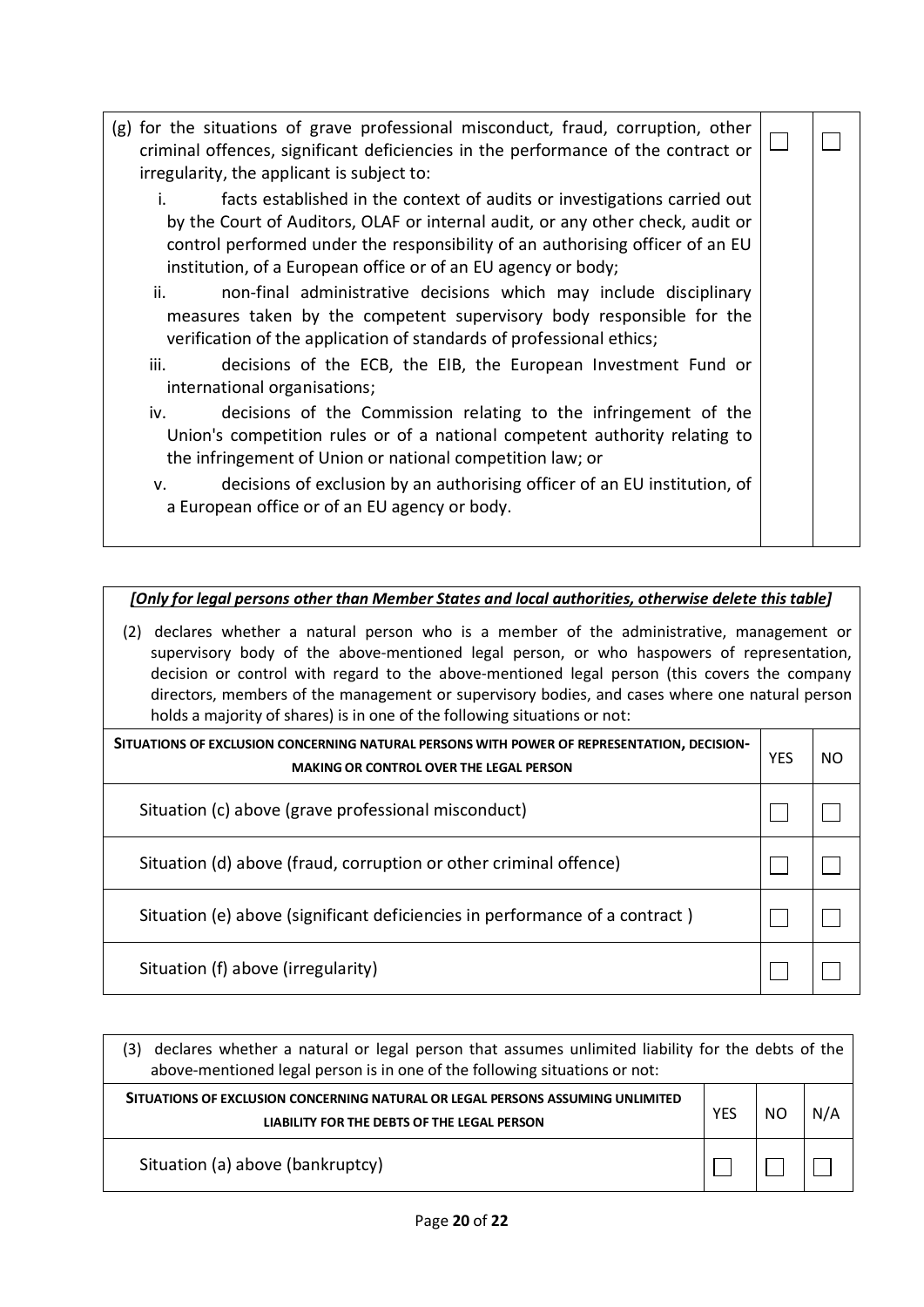| | | |
|---|---|---|
| (g) for the situations of grave professional misconduct, fraud, corruption, other criminal offences, significant deficiencies in the performance of the contract or irregularity, the applicant is subject to:<br>i. facts established in the context of audits or investigations carried out by the Court of Auditors, OLAF or internal audit, or any other check, audit or control performed under the responsibility of an authorising officer of an EU institution, of a European office or of an EU agency or body;<br>ii. non-final administrative decisions which may include disciplinary measures taken by the competent supervisory body responsible for the verification of the application of standards of professional ethics;<br>iii. decisions of the ECB, the EIB, the European Investment Fund or international organisations;<br>iv. decisions of the Commission relating to the infringement of the Union's competition rules or of a national competent authority relating to the infringement of Union or national competition law; or<br>v. decisions of exclusion by an authorising officer of an EU institution, of a European office or of an EU agency or body. | ☐ | ☐ |

***[Only for legal persons other than Member States and local authorities, otherwise delete this table]***

(2) declares whether a natural person who is a member of the administrative, management or supervisory body of the above-mentioned legal person, or who haspowers of representation, decision or control with regard to the above-mentioned legal person (this covers the company directors, members of the management or supervisory bodies, and cases where one natural person holds a majority of shares) is in one of the following situations or not:

| **SITUATIONS OF EXCLUSION CONCERNING NATURAL PERSONS WITH POWER OF REPRESENTATION, DECISION-MAKING OR CONTROL OVER THE LEGAL PERSON** | YES | NO |
|---|---|---|
| Situation (c) above (grave professional misconduct) | ☐ | ☐ |
| Situation (d) above (fraud, corruption or other criminal offence) | ☐ | ☐ |
| Situation (e) above (significant deficiencies in performance of a contract ) | ☐ | ☐ |
| Situation (f) above (irregularity) | ☐ | ☐ |

(3) declares whether a natural or legal person that assumes unlimited liability for the debts of the above-mentioned legal person is in one of the following situations or not:

| **SITUATIONS OF EXCLUSION CONCERNING NATURAL OR LEGAL PERSONS ASSUMING UNLIMITED LIABILITY FOR THE DEBTS OF THE LEGAL PERSON** | YES | NO | N/A |
|---|---|---|---|
| Situation (a) above (bankruptcy) | ☐ | ☐ | ☐ |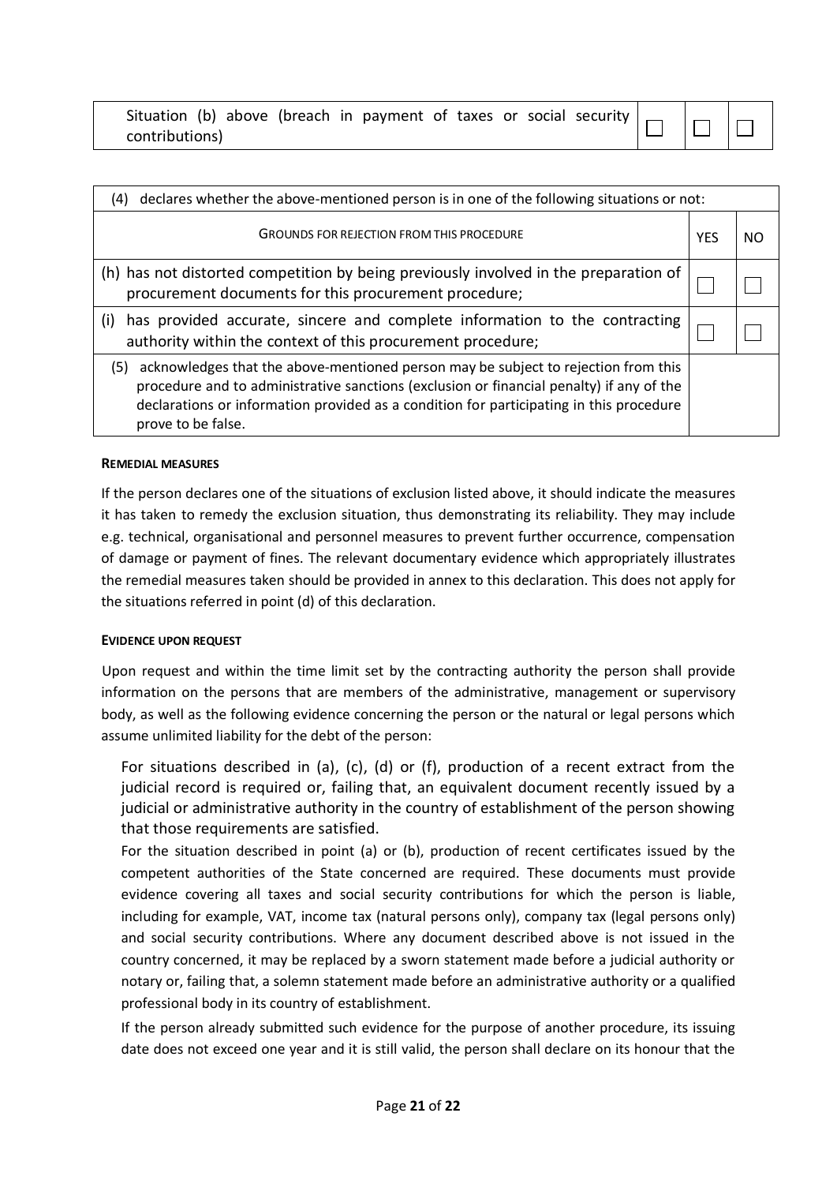| Situation (b) above (breach in payment of taxes or social security contributions) | ☐ | ☐ | ☐ |
|---|---|---|---|

| (4) declares whether the above-mentioned person is in one of the following situations or not: | | |
|---|---|---|
| GROUNDS FOR REJECTION FROM THIS PROCEDURE | YES | NO |
| (h) has not distorted competition by being previously involved in the preparation of procurement documents for this procurement procedure; | ☐ | ☐ |
| (i) has provided accurate, sincere and complete information to the contracting authority within the context of this procurement procedure; | ☐ | ☐ |
| (5) acknowledges that the above-mentioned person may be subject to rejection from this procedure and to administrative sanctions (exclusion or financial penalty) if any of the declarations or information provided as a condition for participating in this procedure prove to be false. | | |

**REMEDIAL MEASURES**

If the person declares one of the situations of exclusion listed above, it should indicate the measures it has taken to remedy the exclusion situation, thus demonstrating its reliability. They may include e.g. technical, organisational and personnel measures to prevent further occurrence, compensation of damage or payment of fines. The relevant documentary evidence which appropriately illustrates the remedial measures taken should be provided in annex to this declaration. This does not apply for the situations referred in point (d) of this declaration.

**EVIDENCE UPON REQUEST**

Upon request and within the time limit set by the contracting authority the person shall provide information on the persons that are members of the administrative, management or supervisory body, as well as the following evidence concerning the person or the natural or legal persons which assume unlimited liability for the debt of the person:

For situations described in (a), (c), (d) or (f), production of a recent extract from the judicial record is required or, failing that, an equivalent document recently issued by a judicial or administrative authority in the country of establishment of the person showing that those requirements are satisfied.

For the situation described in point (a) or (b), production of recent certificates issued by the competent authorities of the State concerned are required. These documents must provide evidence covering all taxes and social security contributions for which the person is liable, including for example, VAT, income tax (natural persons only), company tax (legal persons only) and social security contributions. Where any document described above is not issued in the country concerned, it may be replaced by a sworn statement made before a judicial authority or notary or, failing that, a solemn statement made before an administrative authority or a qualified professional body in its country of establishment.

If the person already submitted such evidence for the purpose of another procedure, its issuing date does not exceed one year and it is still valid, the person shall declare on its honour that the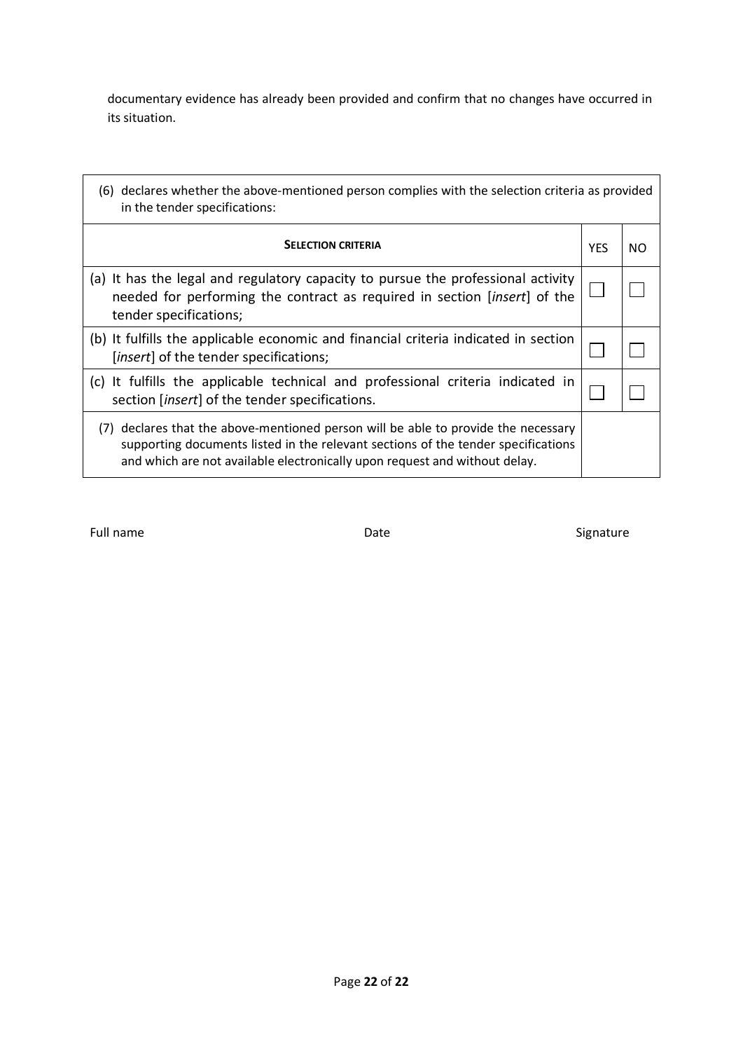documentary evidence has already been provided and confirm that no changes have occurred in its situation.

| (6) declares whether the above-mentioned person complies with the selection criteria as provided in the tender specifications: | | |
|---|---|---|
| **SELECTION CRITERIA** | YES | NO |
| (a) It has the legal and regulatory capacity to pursue the professional activity needed for performing the contract as required in section [*insert*] of the tender specifications; | ☐ | ☐ |
| (b) It fulfills the applicable economic and financial criteria indicated in section [*insert*] of the tender specifications; | ☐ | ☐ |
| (c) It fulfills the applicable technical and professional criteria indicated in section [*insert*] of the tender specifications. | ☐ | ☐ |
| (7) declares that the above-mentioned person will be able to provide the necessary supporting documents listed in the relevant sections of the tender specifications and which are not available electronically upon request and without delay. | | |

Full name                    Date                    Signature